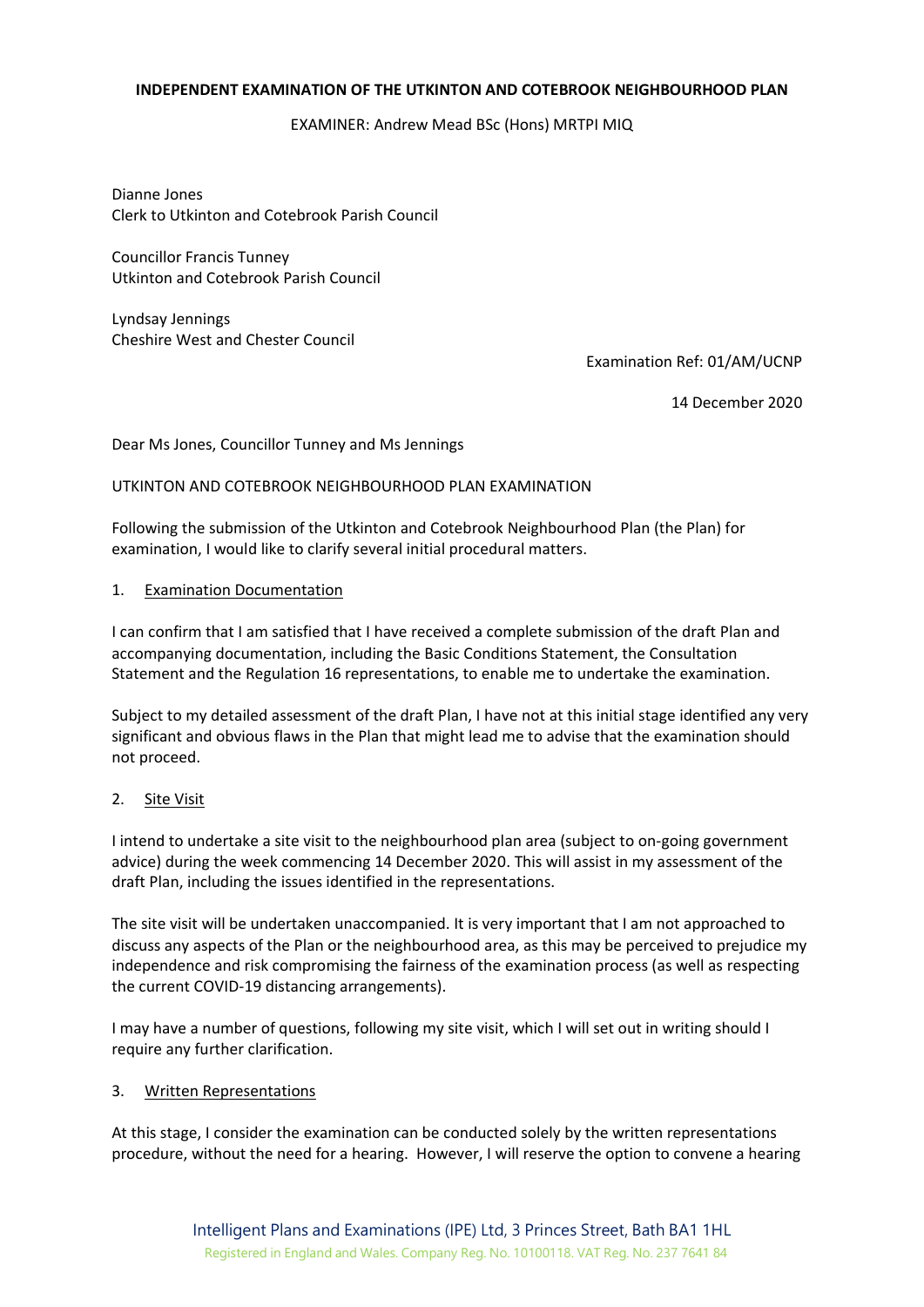**INDEPENDENT EXAMINATION OF THE UTKINTON AND COTEBROOK NEIGHBOURHOOD PLAN**

EXAMINER: Andrew Mead BSc (Hons) MRTPI MIQ

Dianne Jones
Clerk to Utkinton and Cotebrook Parish Council

Councillor Francis Tunney
Utkinton and Cotebrook Parish Council

Lyndsay Jennings
Cheshire West and Chester Council

Examination Ref: 01/AM/UCNP

14 December 2020

Dear Ms Jones, Councillor Tunney and Ms Jennings

UTKINTON AND COTEBROOK NEIGHBOURHOOD PLAN EXAMINATION

Following the submission of the Utkinton and Cotebrook Neighbourhood Plan (the Plan) for examination, I would like to clarify several initial procedural matters.

1. Examination Documentation

I can confirm that I am satisfied that I have received a complete submission of the draft Plan and accompanying documentation, including the Basic Conditions Statement, the Consultation Statement and the Regulation 16 representations, to enable me to undertake the examination.

Subject to my detailed assessment of the draft Plan, I have not at this initial stage identified any very significant and obvious flaws in the Plan that might lead me to advise that the examination should not proceed.

2. Site Visit

I intend to undertake a site visit to the neighbourhood plan area (subject to on-going government advice) during the week commencing 14 December 2020. This will assist in my assessment of the draft Plan, including the issues identified in the representations.

The site visit will be undertaken unaccompanied. It is very important that I am not approached to discuss any aspects of the Plan or the neighbourhood area, as this may be perceived to prejudice my independence and risk compromising the fairness of the examination process (as well as respecting the current COVID-19 distancing arrangements).

I may have a number of questions, following my site visit, which I will set out in writing should I require any further clarification.

3. Written Representations

At this stage, I consider the examination can be conducted solely by the written representations procedure, without the need for a hearing. However, I will reserve the option to convene a hearing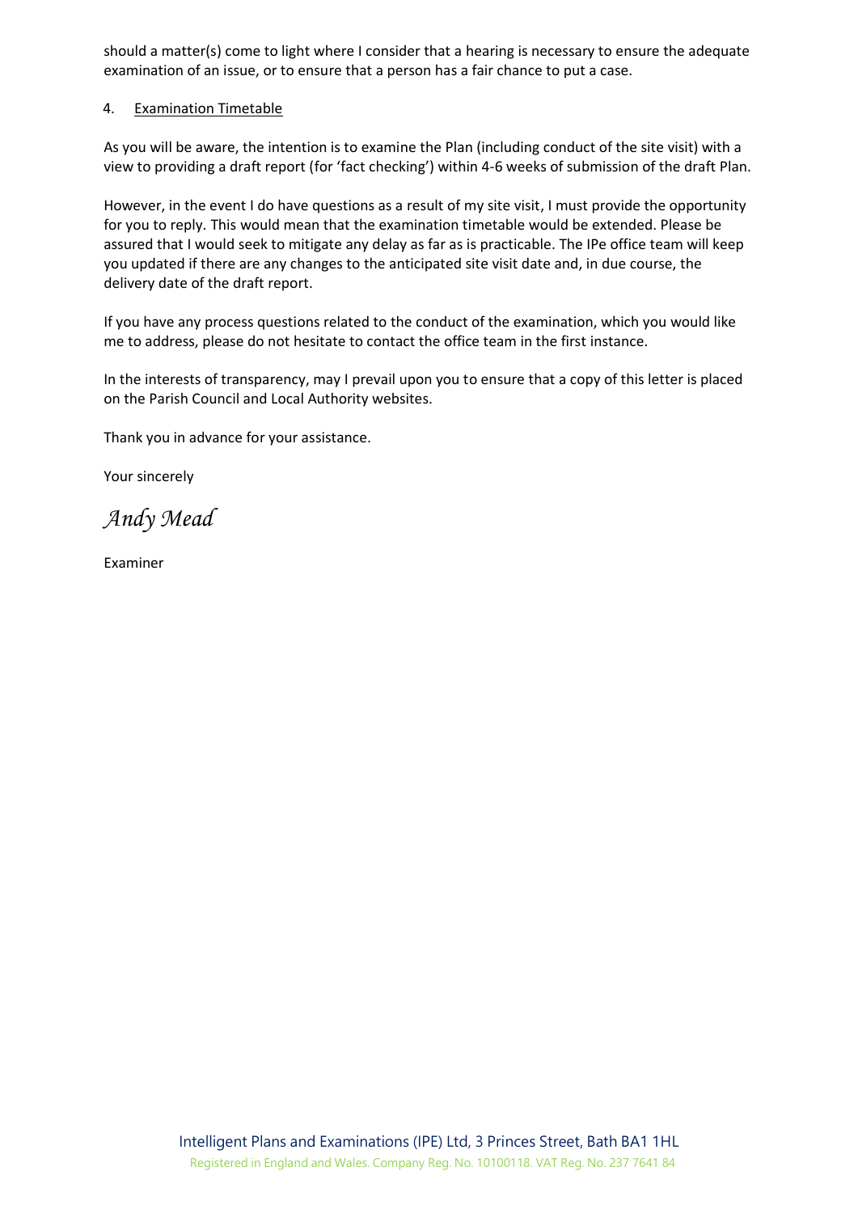should a matter(s) come to light where I consider that a hearing is necessary to ensure the adequate examination of an issue, or to ensure that a person has a fair chance to put a case.

4. Examination Timetable

As you will be aware, the intention is to examine the Plan (including conduct of the site visit) with a view to providing a draft report (for 'fact checking') within 4-6 weeks of submission of the draft Plan.

However, in the event I do have questions as a result of my site visit, I must provide the opportunity for you to reply. This would mean that the examination timetable would be extended. Please be assured that I would seek to mitigate any delay as far as is practicable. The IPe office team will keep you updated if there are any changes to the anticipated site visit date and, in due course, the delivery date of the draft report.

If you have any process questions related to the conduct of the examination, which you would like me to address, please do not hesitate to contact the office team in the first instance.

In the interests of transparency, may I prevail upon you to ensure that a copy of this letter is placed on the Parish Council and Local Authority websites.

Thank you in advance for your assistance.

Your sincerely

*Andy Mead*

Examiner

Intelligent Plans and Examinations (IPE) Ltd, 3 Princes Street, Bath BA1 1HL
Registered in England and Wales. Company Reg. No. 10100118. VAT Reg. No. 237 7641 84